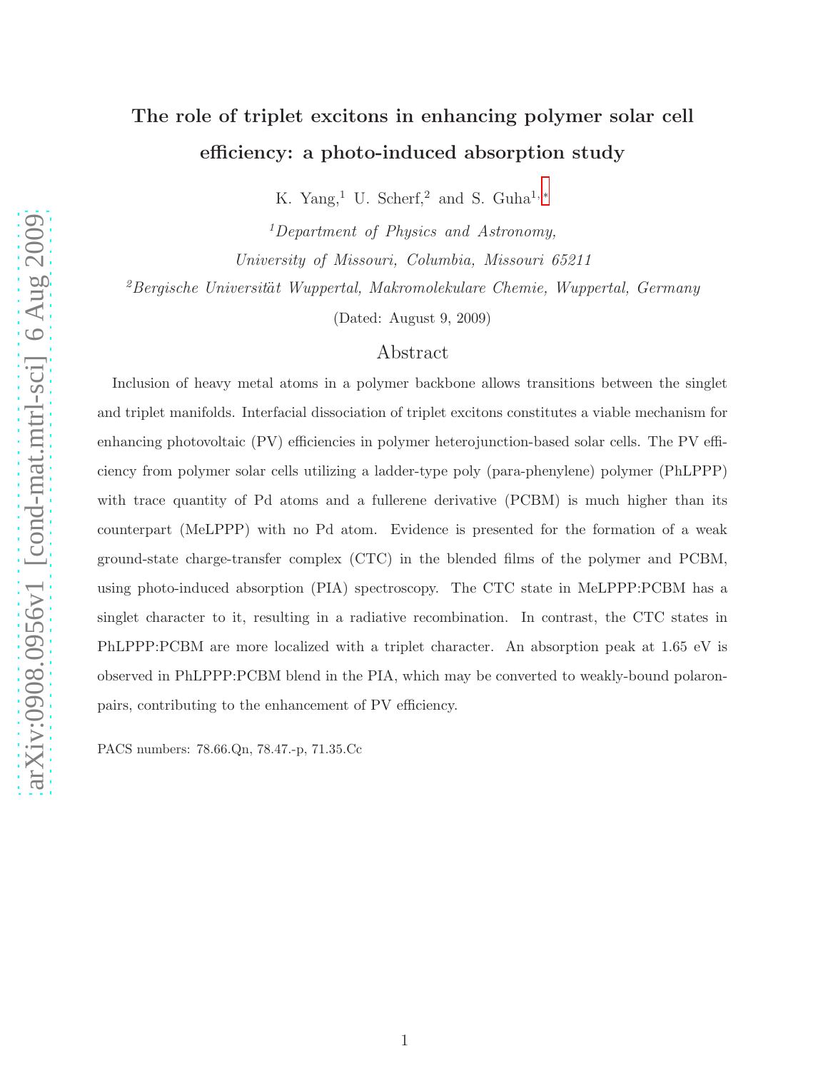# The role of triplet excitons in enhancing polymer solar cell efficiency: a photo-induced absorption study

K. Yang,[1] U. Scherf,[2] and S. Guha[1,*]

[1] *Department of Physics and Astronomy, University of Missouri, Columbia, Missouri 65211*

[2] *Bergische Universität Wuppertal, Makromolekulare Chemie, Wuppertal, Germany*

(Dated: August 9, 2009)

## Abstract

Inclusion of heavy metal atoms in a polymer backbone allows transitions between the singlet and triplet manifolds. Interfacial dissociation of triplet excitons constitutes a viable mechanism for enhancing photovoltaic (PV) efficiencies in polymer heterojunction-based solar cells. The PV efficiency from polymer solar cells utilizing a ladder-type poly (para-phenylene) polymer (PhLPPP) with trace quantity of Pd atoms and a fullerene derivative (PCBM) is much higher than its counterpart (MeLPPP) with no Pd atom. Evidence is presented for the formation of a weak ground-state charge-transfer complex (CTC) in the blended films of the polymer and PCBM, using photo-induced absorption (PIA) spectroscopy. The CTC state in MeLPPP:PCBM has a singlet character to it, resulting in a radiative recombination. In contrast, the CTC states in PhLPPP:PCBM are more localized with a triplet character. An absorption peak at 1.65 eV is observed in PhLPPP:PCBM blend in the PIA, which may be converted to weakly-bound polaron-pairs, contributing to the enhancement of PV efficiency.

PACS numbers: 78.66.Qn, 78.47.-p, 71.35.Cc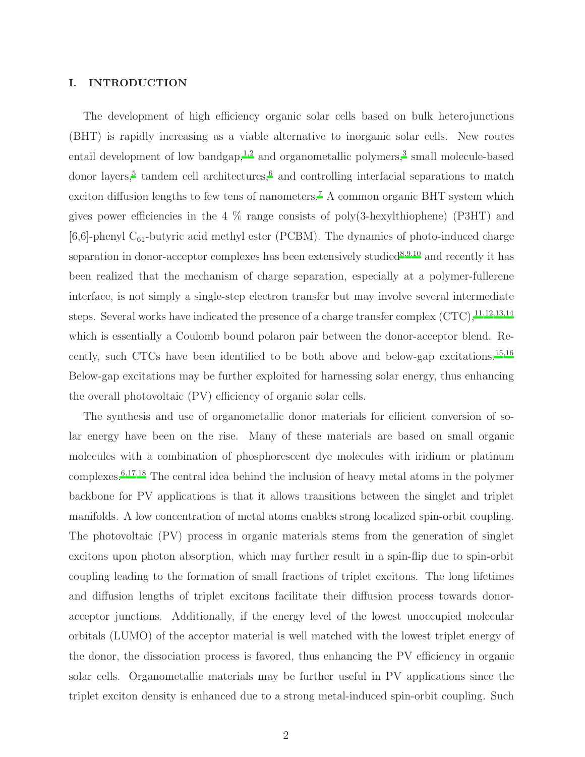## I. INTRODUCTION

The development of high efficiency organic solar cells based on bulk heterojunctions (BHT) is rapidly increasing as a viable alternative to inorganic solar cells. New routes entail development of low bandgap,[1,2] and organometallic polymers,[3] small molecule-based donor layers,[5] tandem cell architectures,[6] and controlling interfacial separations to match exciton diffusion lengths to few tens of nanometers.[7] A common organic BHT system which gives power efficiencies in the 4 % range consists of poly(3-hexylthiophene) (P3HT) and [6,6]-phenyl $C_{61}$-butyric acid methyl ester (PCBM). The dynamics of photo-induced charge separation in donor-acceptor complexes has been extensively studied[8,9,10] and recently it has been realized that the mechanism of charge separation, especially at a polymer-fullerene interface, is not simply a single-step electron transfer but may involve several intermediate steps. Several works have indicated the presence of a charge transfer complex (CTC),[11,12,13,14] which is essentially a Coulomb bound polaron pair between the donor-acceptor blend. Recently, such CTCs have been identified to be both above and below-gap excitations.[15,16] Below-gap excitations may be further exploited for harnessing solar energy, thus enhancing the overall photovoltaic (PV) efficiency of organic solar cells.

The synthesis and use of organometallic donor materials for efficient conversion of solar energy have been on the rise. Many of these materials are based on small organic molecules with a combination of phosphorescent dye molecules with iridium or platinum complexes.[6,17,18] The central idea behind the inclusion of heavy metal atoms in the polymer backbone for PV applications is that it allows transitions between the singlet and triplet manifolds. A low concentration of metal atoms enables strong localized spin-orbit coupling. The photovoltaic (PV) process in organic materials stems from the generation of singlet excitons upon photon absorption, which may further result in a spin-flip due to spin-orbit coupling leading to the formation of small fractions of triplet excitons. The long lifetimes and diffusion lengths of triplet excitons facilitate their diffusion process towards donor-acceptor junctions. Additionally, if the energy level of the lowest unoccupied molecular orbitals (LUMO) of the acceptor material is well matched with the lowest triplet energy of the donor, the dissociation process is favored, thus enhancing the PV efficiency in organic solar cells. Organometallic materials may be further useful in PV applications since the triplet exciton density is enhanced due to a strong metal-induced spin-orbit coupling. Such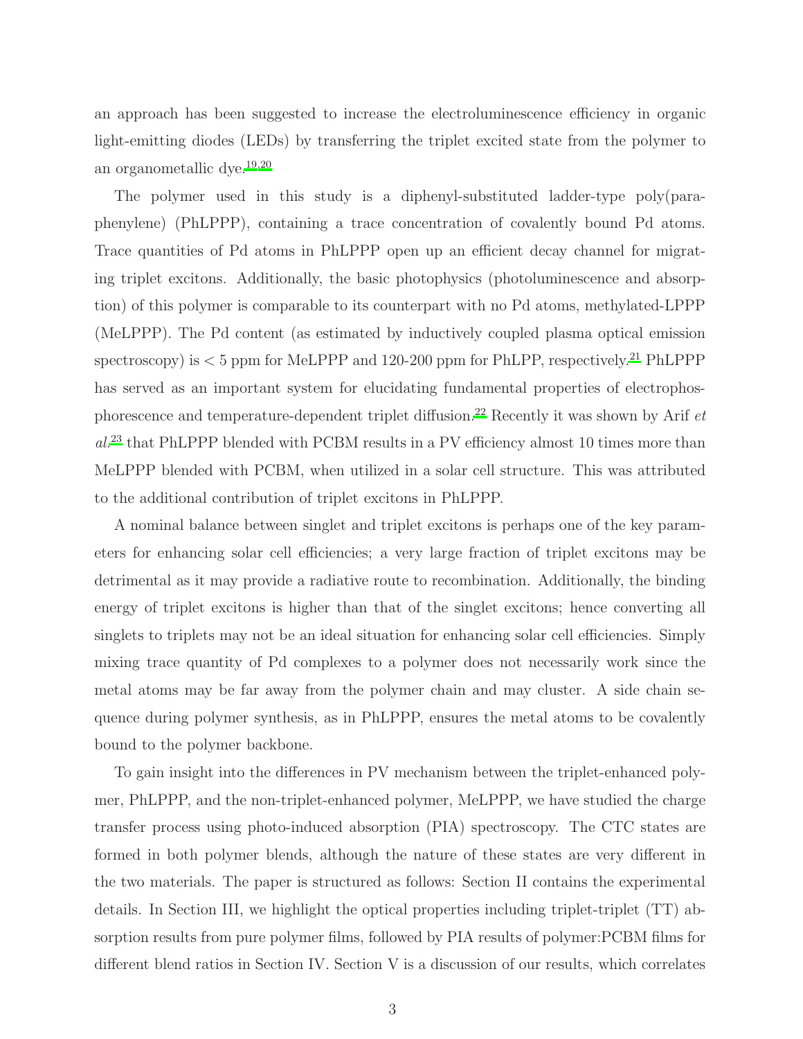an approach has been suggested to increase the electroluminescence efficiency in organic light-emitting diodes (LEDs) by transferring the triplet excited state from the polymer to an organometallic dye.[19,20]

The polymer used in this study is a diphenyl-substituted ladder-type poly(para-phenylene) (PhLPPP), containing a trace concentration of covalently bound Pd atoms. Trace quantities of Pd atoms in PhLPPP open up an efficient decay channel for migrating triplet excitons. Additionally, the basic photophysics (photoluminescence and absorption) of this polymer is comparable to its counterpart with no Pd atoms, methylated-LPPP (MeLPPP). The Pd content (as estimated by inductively coupled plasma optical emission spectroscopy) is $< 5$ ppm for MeLPPP and 120-200 ppm for PhLPP, respectively.[21] PhLPPP has served as an important system for elucidating fundamental properties of electrophosphorescence and temperature-dependent triplet diffusion.[22] Recently it was shown by Arif *et al.*[23] that PhLPPP blended with PCBM results in a PV efficiency almost 10 times more than MeLPPP blended with PCBM, when utilized in a solar cell structure. This was attributed to the additional contribution of triplet excitons in PhLPPP.

A nominal balance between singlet and triplet excitons is perhaps one of the key parameters for enhancing solar cell efficiencies; a very large fraction of triplet excitons may be detrimental as it may provide a radiative route to recombination. Additionally, the binding energy of triplet excitons is higher than that of the singlet excitons; hence converting all singlets to triplets may not be an ideal situation for enhancing solar cell efficiencies. Simply mixing trace quantity of Pd complexes to a polymer does not necessarily work since the metal atoms may be far away from the polymer chain and may cluster. A side chain sequence during polymer synthesis, as in PhLPPP, ensures the metal atoms to be covalently bound to the polymer backbone.

To gain insight into the differences in PV mechanism between the triplet-enhanced polymer, PhLPPP, and the non-triplet-enhanced polymer, MeLPPP, we have studied the charge transfer process using photo-induced absorption (PIA) spectroscopy. The CTC states are formed in both polymer blends, although the nature of these states are very different in the two materials. The paper is structured as follows: Section II contains the experimental details. In Section III, we highlight the optical properties including triplet-triplet (TT) absorption results from pure polymer films, followed by PIA results of polymer:PCBM films for different blend ratios in Section IV. Section V is a discussion of our results, which correlates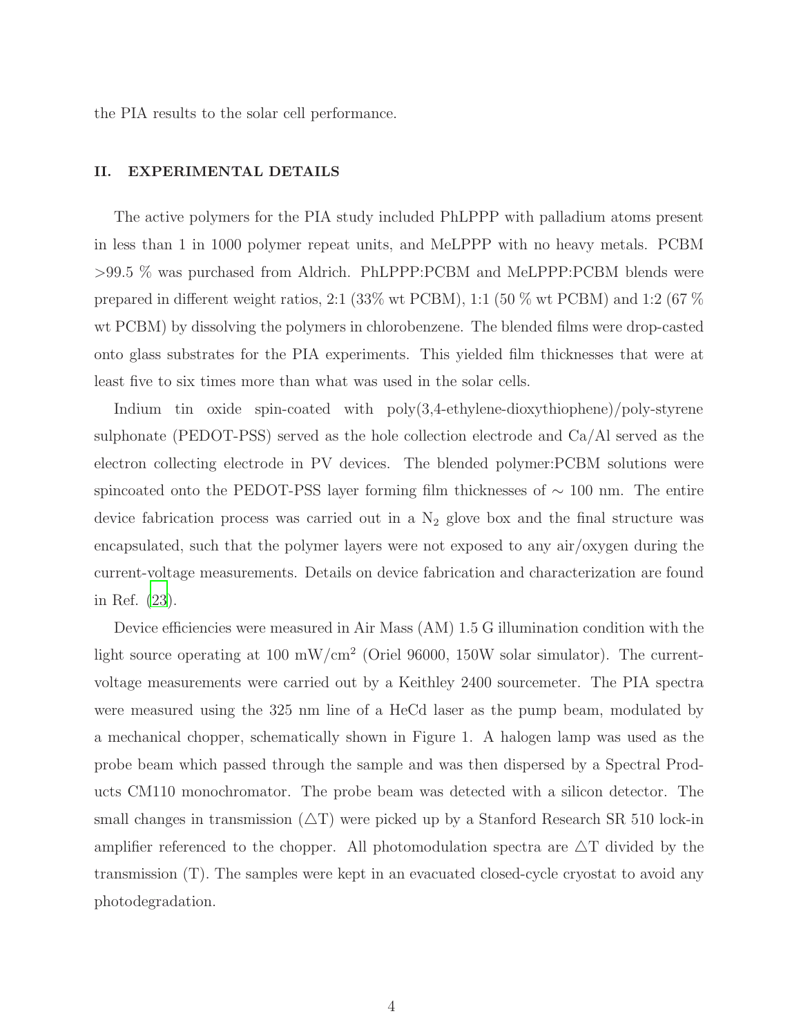the PIA results to the solar cell performance.

## II. EXPERIMENTAL DETAILS

The active polymers for the PIA study included PhLPPP with palladium atoms present in less than 1 in 1000 polymer repeat units, and MeLPPP with no heavy metals. PCBM >99.5 % was purchased from Aldrich. PhLPPP:PCBM and MeLPPP:PCBM blends were prepared in different weight ratios, 2:1 (33% wt PCBM), 1:1 (50 % wt PCBM) and 1:2 (67 % wt PCBM) by dissolving the polymers in chlorobenzene. The blended films were drop-casted onto glass substrates for the PIA experiments. This yielded film thicknesses that were at least five to six times more than what was used in the solar cells.

Indium tin oxide spin-coated with poly(3,4-ethylene-dioxythiophene)/poly-styrene sulphonate (PEDOT-PSS) served as the hole collection electrode and Ca/Al served as the electron collecting electrode in PV devices. The blended polymer:PCBM solutions were spincoated onto the PEDOT-PSS layer forming film thicknesses of $\sim$ 100 nm. The entire device fabrication process was carried out in a $N_2$ glove box and the final structure was encapsulated, such that the polymer layers were not exposed to any air/oxygen during the current-voltage measurements. Details on device fabrication and characterization are found in Ref. (23).

Device efficiencies were measured in Air Mass (AM) 1.5 G illumination condition with the light source operating at 100 mW/cm$^2$ (Oriel 96000, 150W solar simulator). The current-voltage measurements were carried out by a Keithley 2400 sourcemeter. The PIA spectra were measured using the 325 nm line of a HeCd laser as the pump beam, modulated by a mechanical chopper, schematically shown in Figure 1. A halogen lamp was used as the probe beam which passed through the sample and was then dispersed by a Spectral Products CM110 monochromator. The probe beam was detected with a silicon detector. The small changes in transmission ($\triangle$T) were picked up by a Stanford Research SR 510 lock-in amplifier referenced to the chopper. All photomodulation spectra are $\triangle$T divided by the transmission (T). The samples were kept in an evacuated closed-cycle cryostat to avoid any photodegradation.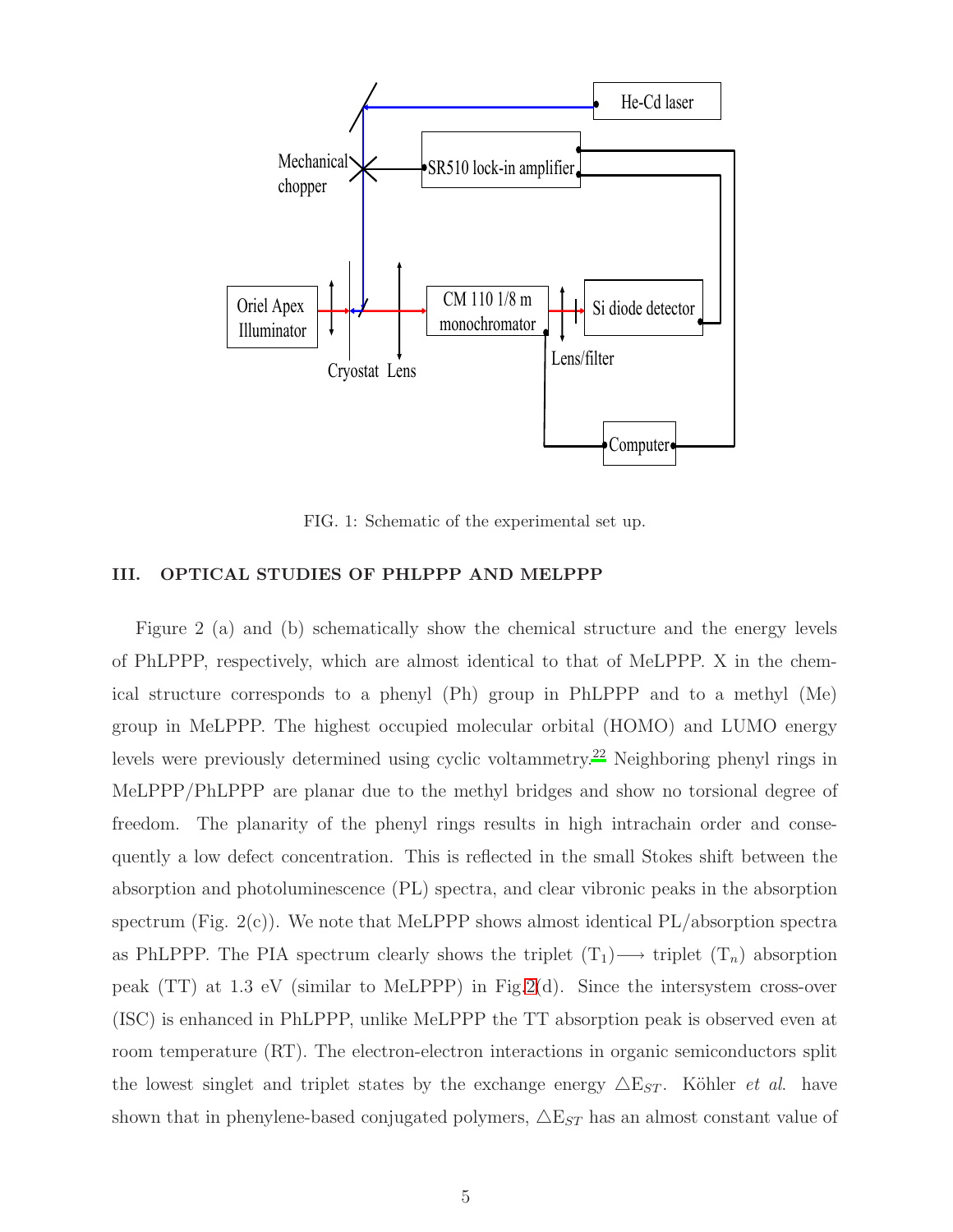FIG. 1: Schematic of the experimental set up.

## III. OPTICAL STUDIES OF PHLPPP AND MELPPP

Figure 2 (a) and (b) schematically show the chemical structure and the energy levels of PhLPPP, respectively, which are almost identical to that of MeLPPP. X in the chemical structure corresponds to a phenyl (Ph) group in PhLPPP and to a methyl (Me) group in MeLPPP. The highest occupied molecular orbital (HOMO) and LUMO energy levels were previously determined using cyclic voltammetry.[22] Neighboring phenyl rings in MeLPPP/PhLPPP are planar due to the methyl bridges and show no torsional degree of freedom. The planarity of the phenyl rings results in high intrachain order and consequently a low defect concentration. This is reflected in the small Stokes shift between the absorption and photoluminescence (PL) spectra, and clear vibronic peaks in the absorption spectrum (Fig. 2(c)). We note that MeLPPP shows almost identical PL/absorption spectra as PhLPPP. The PIA spectrum clearly shows the triplet ($T_1$)$\longrightarrow$ triplet ($T_n$) absorption peak (TT) at 1.3 eV (similar to MeLPPP) in Fig.2(d). Since the intersystem cross-over (ISC) is enhanced in PhLPPP, unlike MeLPPP the TT absorption peak is observed even at room temperature (RT). The electron-electron interactions in organic semiconductors split the lowest singlet and triplet states by the exchange energy $\triangle E_{ST}$. Köhler *et al.* have shown that in phenylene-based conjugated polymers, $\triangle E_{ST}$ has an almost constant value of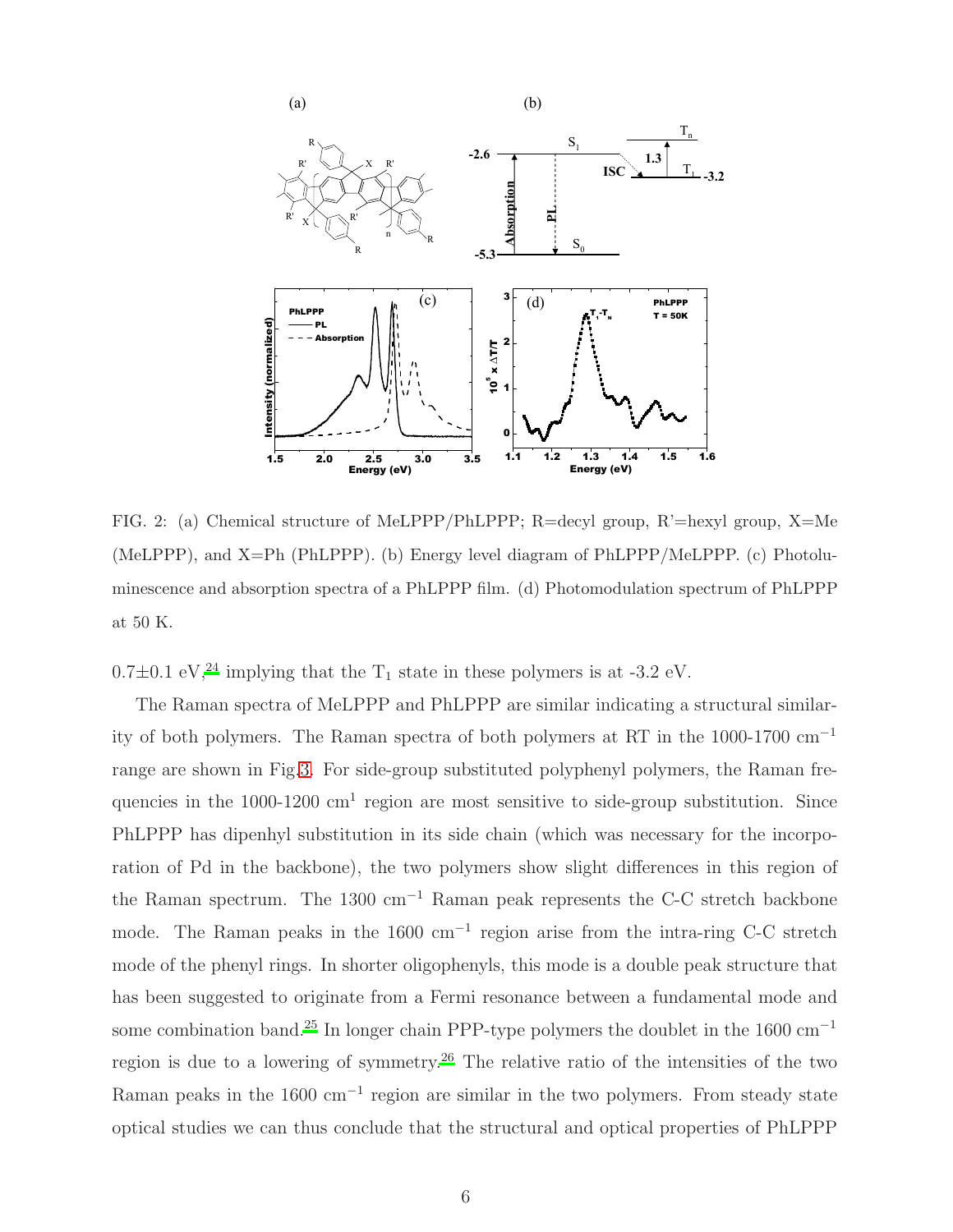FIG. 2: (a) Chemical structure of MeLPPP/PhLPPP; R=decyl group, R'=hexyl group, X=Me (MeLPPP), and X=Ph (PhLPPP). (b) Energy level diagram of PhLPPP/MeLPPP. (c) Photoluminescence and absorption spectra of a PhLPPP film. (d) Photomodulation spectrum of PhLPPP at 50 K.

0.7±0.1 eV,[24] implying that the $T_1$ state in these polymers is at -3.2 eV.

The Raman spectra of MeLPPP and PhLPPP are similar indicating a structural similarity of both polymers. The Raman spectra of both polymers at RT in the 1000-1700 $cm^{-1}$ range are shown in Fig.3. For side-group substituted polyphenyl polymers, the Raman frequencies in the 1000-1200 $cm^1$ region are most sensitive to side-group substitution. Since PhLPPP has dipenhyl substitution in its side chain (which was necessary for the incorporation of Pd in the backbone), the two polymers show slight differences in this region of the Raman spectrum. The 1300 $cm^{-1}$ Raman peak represents the C-C stretch backbone mode. The Raman peaks in the 1600 $cm^{-1}$ region arise from the intra-ring C-C stretch mode of the phenyl rings. In shorter oligophenyls, this mode is a double peak structure that has been suggested to originate from a Fermi resonance between a fundamental mode and some combination band.[25] In longer chain PPP-type polymers the doublet in the 1600 $cm^{-1}$ region is due to a lowering of symmetry.[26] The relative ratio of the intensities of the two Raman peaks in the 1600 $cm^{-1}$ region are similar in the two polymers. From steady state optical studies we can thus conclude that the structural and optical properties of PhLPPP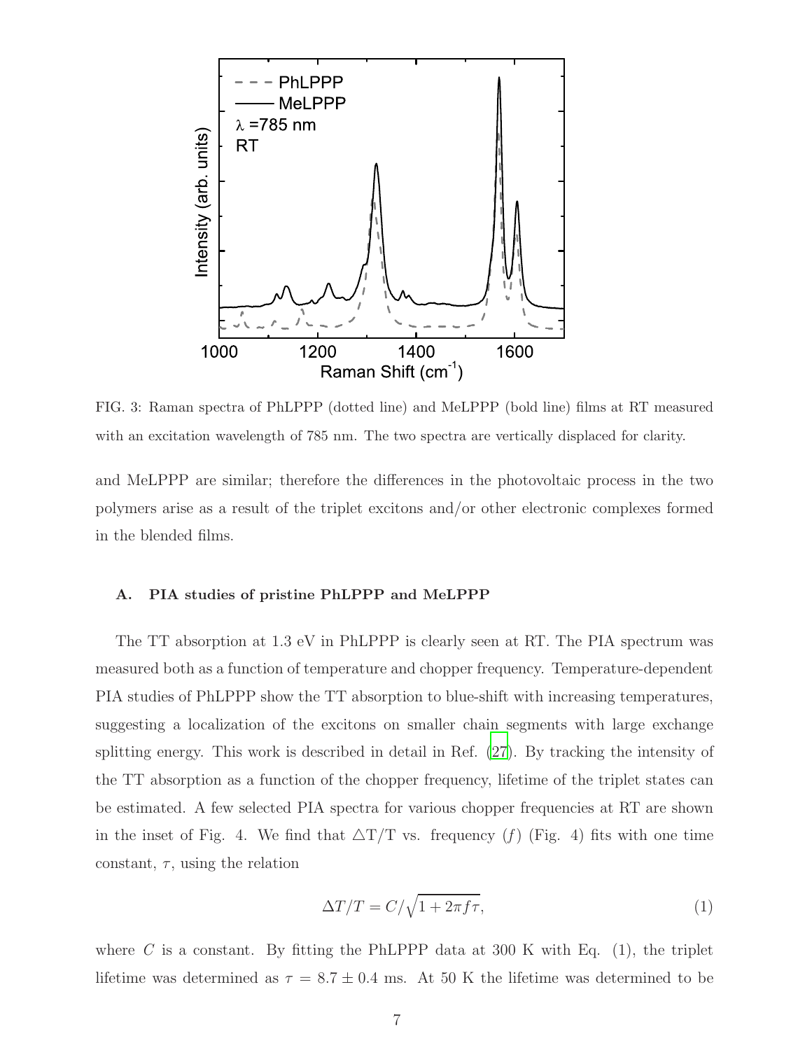FIG. 3: Raman spectra of PhLPPP (dotted line) and MeLPPP (bold line) films at RT measured with an excitation wavelength of 785 nm. The two spectra are vertically displaced for clarity.

and MeLPPP are similar; therefore the differences in the photovoltaic process in the two polymers arise as a result of the triplet excitons and/or other electronic complexes formed in the blended films.

### A. PIA studies of pristine PhLPPP and MeLPPP

The TT absorption at 1.3 eV in PhLPPP is clearly seen at RT. The PIA spectrum was measured both as a function of temperature and chopper frequency. Temperature-dependent PIA studies of PhLPPP show the TT absorption to blue-shift with increasing temperatures, suggesting a localization of the excitons on smaller chain segments with large exchange splitting energy. This work is described in detail in Ref. (27). By tracking the intensity of the TT absorption as a function of the chopper frequency, lifetime of the triplet states can be estimated. A few selected PIA spectra for various chopper frequencies at RT are shown in the inset of Fig. 4. We find that $\triangle$T/T vs. frequency ($f$) (Fig. 4) fits with one time constant, $\tau$, using the relation

$$\Delta T/T = C/\sqrt{1 + 2\pi f \tau}, \tag{1}$$

where $C$ is a constant. By fitting the PhLPPP data at 300 K with Eq. (1), the triplet lifetime was determined as $\tau = 8.7 \pm 0.4$ ms. At 50 K the lifetime was determined to be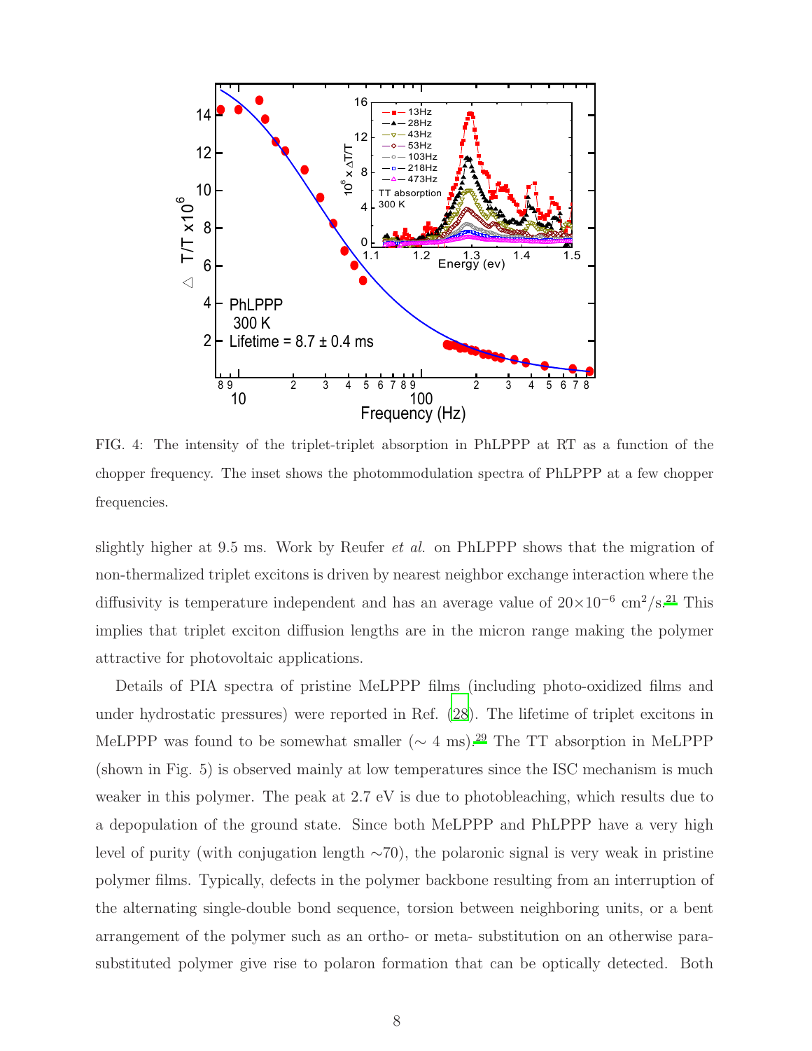FIG. 4: The intensity of the triplet-triplet absorption in PhLPPP at RT as a function of the chopper frequency. The inset shows the photommodulation spectra of PhLPPP at a few chopper frequencies.

slightly higher at 9.5 ms. Work by Reufer *et al.* on PhLPPP shows that the migration of non-thermalized triplet excitons is driven by nearest neighbor exchange interaction where the diffusivity is temperature independent and has an average value of $20 \times 10^{-6}$ cm$^2$/s.[21] This implies that triplet exciton diffusion lengths are in the micron range making the polymer attractive for photovoltaic applications.

Details of PIA spectra of pristine MeLPPP films (including photo-oxidized films and under hydrostatic pressures) were reported in Ref. (28). The lifetime of triplet excitons in MeLPPP was found to be somewhat smaller ($\sim$ 4 ms).[29] The TT absorption in MeLPPP (shown in Fig. 5) is observed mainly at low temperatures since the ISC mechanism is much weaker in this polymer. The peak at 2.7 eV is due to photobleaching, which results due to a depopulation of the ground state. Since both MeLPPP and PhLPPP have a very high level of purity (with conjugation length $\sim$70), the polaronic signal is very weak in pristine polymer films. Typically, defects in the polymer backbone resulting from an interruption of the alternating single-double bond sequence, torsion between neighboring units, or a bent arrangement of the polymer such as an ortho- or meta- substitution on an otherwise para-substituted polymer give rise to polaron formation that can be optically detected. Both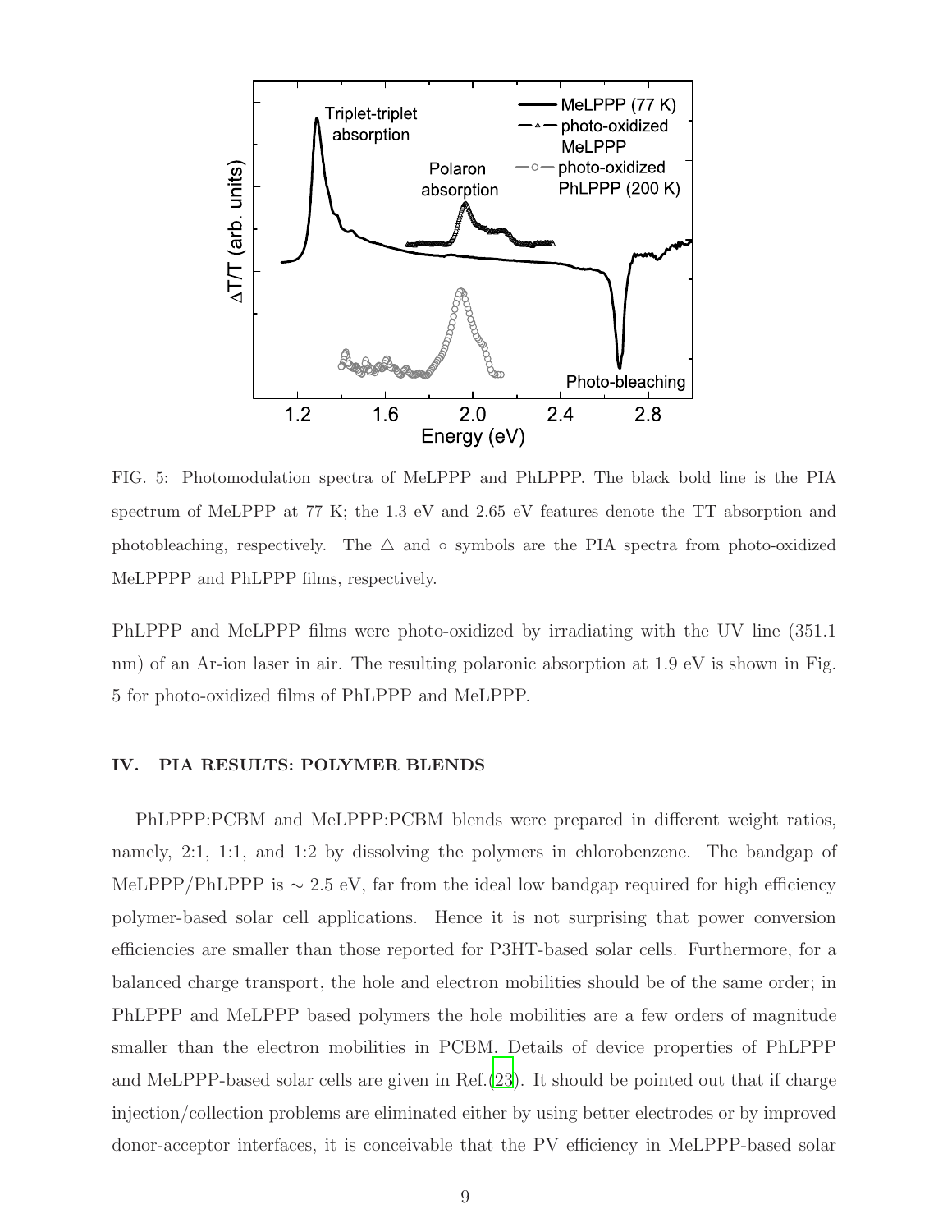FIG. 5: Photomodulation spectra of MeLPPP and PhLPPP. The black bold line is the PIA spectrum of MeLPPP at 77 K; the 1.3 eV and 2.65 eV features denote the TT absorption and photobleaching, respectively. The △ and ○ symbols are the PIA spectra from photo-oxidized MeLPPPP and PhLPPP films, respectively.

PhLPPP and MeLPPP films were photo-oxidized by irradiating with the UV line (351.1 nm) of an Ar-ion laser in air. The resulting polaronic absorption at 1.9 eV is shown in Fig. 5 for photo-oxidized films of PhLPPP and MeLPPP.

## IV. PIA RESULTS: POLYMER BLENDS

PhLPPP:PCBM and MeLPPP:PCBM blends were prepared in different weight ratios, namely, 2:1, 1:1, and 1:2 by dissolving the polymers in chlorobenzene. The bandgap of MeLPPP/PhLPPP is $\sim$ 2.5 eV, far from the ideal low bandgap required for high efficiency polymer-based solar cell applications. Hence it is not surprising that power conversion efficiencies are smaller than those reported for P3HT-based solar cells. Furthermore, for a balanced charge transport, the hole and electron mobilities should be of the same order; in PhLPPP and MeLPPP based polymers the hole mobilities are a few orders of magnitude smaller than the electron mobilities in PCBM. Details of device properties of PhLPPP and MeLPPP-based solar cells are given in Ref.([23]). It should be pointed out that if charge injection/collection problems are eliminated either by using better electrodes or by improved donor-acceptor interfaces, it is conceivable that the PV efficiency in MeLPPP-based solar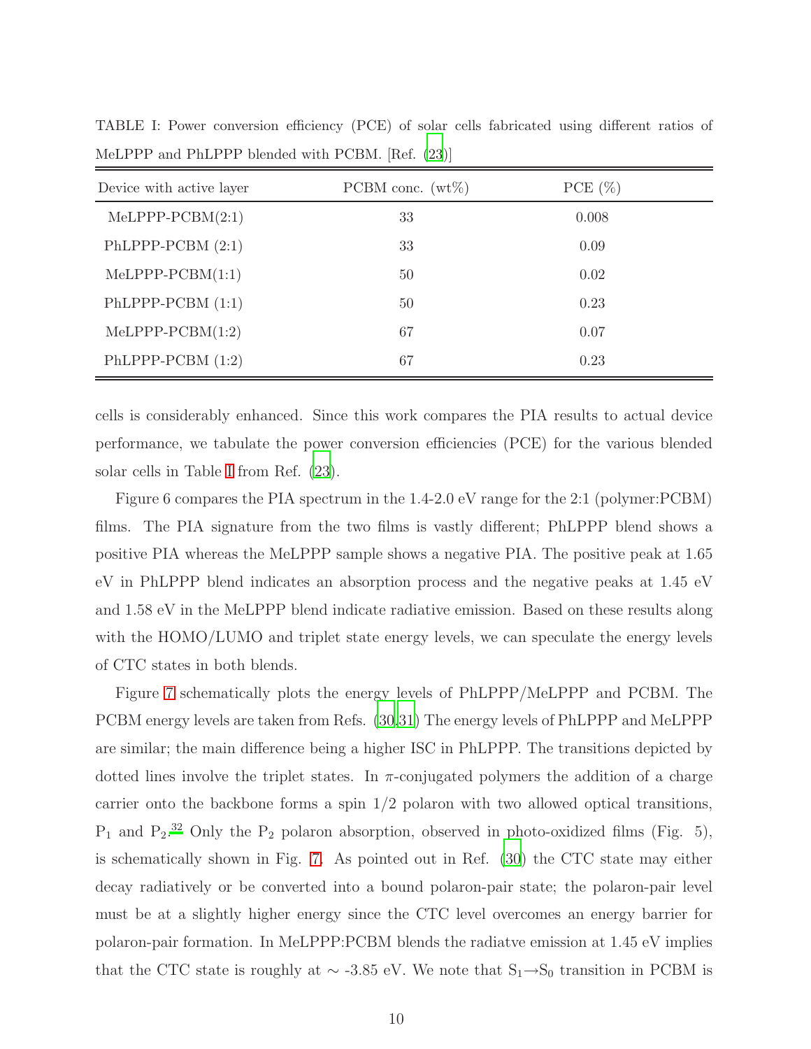TABLE I: Power conversion efficiency (PCE) of solar cells fabricated using different ratios of MeLPPP and PhLPPP blended with PCBM. [Ref. (23)]

| Device with active layer | PCBM conc. (wt%) | PCE (%) |
|---|---|---|
| MeLPPP-PCBM(2:1) | 33 | 0.008 |
| PhLPPP-PCBM (2:1) | 33 | 0.09 |
| MeLPPP-PCBM(1:1) | 50 | 0.02 |
| PhLPPP-PCBM (1:1) | 50 | 0.23 |
| MeLPPP-PCBM(1:2) | 67 | 0.07 |
| PhLPPP-PCBM (1:2) | 67 | 0.23 |

cells is considerably enhanced. Since this work compares the PIA results to actual device performance, we tabulate the power conversion efficiencies (PCE) for the various blended solar cells in Table I from Ref. (23).

Figure 6 compares the PIA spectrum in the 1.4-2.0 eV range for the 2:1 (polymer:PCBM) films. The PIA signature from the two films is vastly different; PhLPPP blend shows a positive PIA whereas the MeLPPP sample shows a negative PIA. The positive peak at 1.65 eV in PhLPPP blend indicates an absorption process and the negative peaks at 1.45 eV and 1.58 eV in the MeLPPP blend indicate radiative emission. Based on these results along with the HOMO/LUMO and triplet state energy levels, we can speculate the energy levels of CTC states in both blends.

Figure 7 schematically plots the energy levels of PhLPPP/MeLPPP and PCBM. The PCBM energy levels are taken from Refs. (30,31) The energy levels of PhLPPP and MeLPPP are similar; the main difference being a higher ISC in PhLPPP. The transitions depicted by dotted lines involve the triplet states. In π-conjugated polymers the addition of a charge carrier onto the backbone forms a spin 1/2 polaron with two allowed optical transitions, $P_1$ and $P_2$.[32] Only the $P_2$ polaron absorption, observed in photo-oxidized films (Fig. 5), is schematically shown in Fig. 7. As pointed out in Ref. (30) the CTC state may either decay radiatively or be converted into a bound polaron-pair state; the polaron-pair level must be at a slightly higher energy since the CTC level overcomes an energy barrier for polaron-pair formation. In MeLPPP:PCBM blends the radiatve emission at 1.45 eV implies that the CTC state is roughly at ∼ -3.85 eV. We note that $S_1 \rightarrow S_0$ transition in PCBM is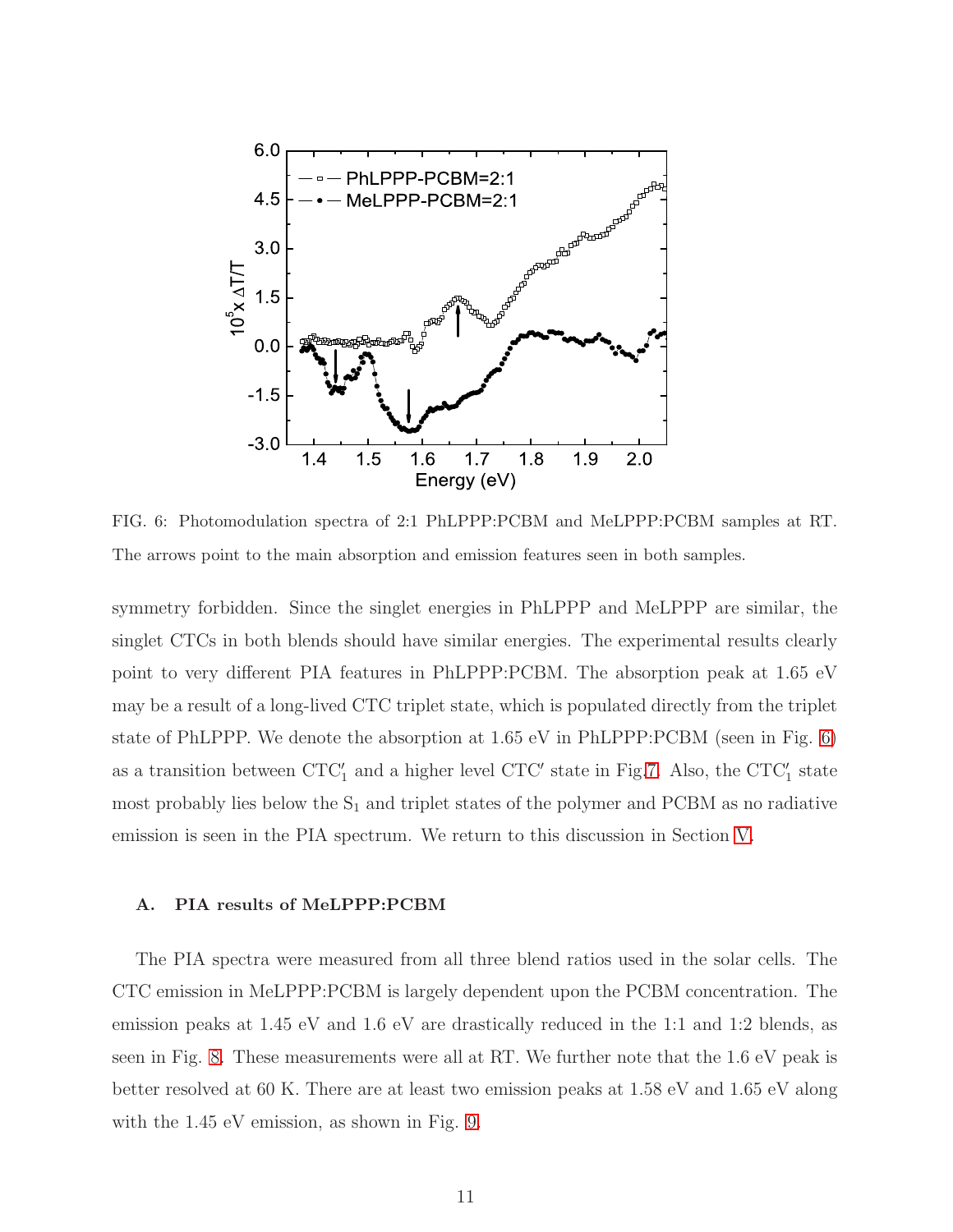FIG. 6: Photomodulation spectra of 2:1 PhLPPP:PCBM and MeLPPP:PCBM samples at RT. The arrows point to the main absorption and emission features seen in both samples.

symmetry forbidden. Since the singlet energies in PhLPPP and MeLPPP are similar, the singlet CTCs in both blends should have similar energies. The experimental results clearly point to very different PIA features in PhLPPP:PCBM. The absorption peak at 1.65 eV may be a result of a long-lived CTC triplet state, which is populated directly from the triplet state of PhLPPP. We denote the absorption at 1.65 eV in PhLPPP:PCBM (seen in Fig. 6) as a transition between $CTC'_1$ and a higher level CTC′ state in Fig.7. Also, the $CTC'_1$ state most probably lies below the $S_1$ and triplet states of the polymer and PCBM as no radiative emission is seen in the PIA spectrum. We return to this discussion in Section V.

### A. PIA results of MeLPPP:PCBM

The PIA spectra were measured from all three blend ratios used in the solar cells. The CTC emission in MeLPPP:PCBM is largely dependent upon the PCBM concentration. The emission peaks at 1.45 eV and 1.6 eV are drastically reduced in the 1:1 and 1:2 blends, as seen in Fig. 8. These measurements were all at RT. We further note that the 1.6 eV peak is better resolved at 60 K. There are at least two emission peaks at 1.58 eV and 1.65 eV along with the 1.45 eV emission, as shown in Fig. 9.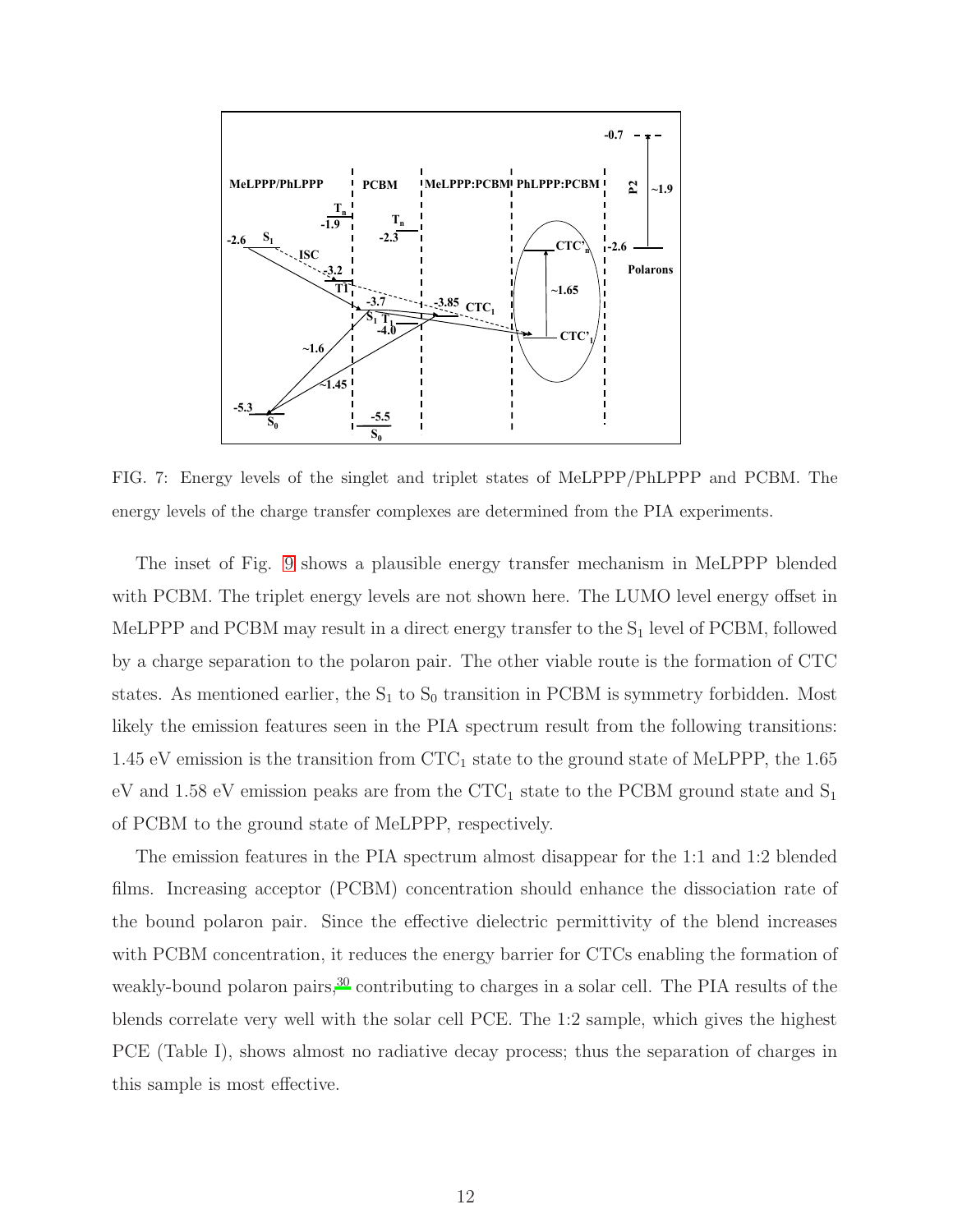FIG. 7: Energy levels of the singlet and triplet states of MeLPPP/PhLPPP and PCBM. The energy levels of the charge transfer complexes are determined from the PIA experiments.

The inset of Fig. 9 shows a plausible energy transfer mechanism in MeLPPP blended with PCBM. The triplet energy levels are not shown here. The LUMO level energy offset in MeLPPP and PCBM may result in a direct energy transfer to the $S_1$ level of PCBM, followed by a charge separation to the polaron pair. The other viable route is the formation of CTC states. As mentioned earlier, the $S_1$ to $S_0$ transition in PCBM is symmetry forbidden. Most likely the emission features seen in the PIA spectrum result from the following transitions: 1.45 eV emission is the transition from $CTC_1$ state to the ground state of MeLPPP, the 1.65 eV and 1.58 eV emission peaks are from the $CTC_1$ state to the PCBM ground state and $S_1$ of PCBM to the ground state of MeLPPP, respectively.

The emission features in the PIA spectrum almost disappear for the 1:1 and 1:2 blended films. Increasing acceptor (PCBM) concentration should enhance the dissociation rate of the bound polaron pair. Since the effective dielectric permittivity of the blend increases with PCBM concentration, it reduces the energy barrier for CTCs enabling the formation of weakly-bound polaron pairs,[30] contributing to charges in a solar cell. The PIA results of the blends correlate very well with the solar cell PCE. The 1:2 sample, which gives the highest PCE (Table I), shows almost no radiative decay process; thus the separation of charges in this sample is most effective.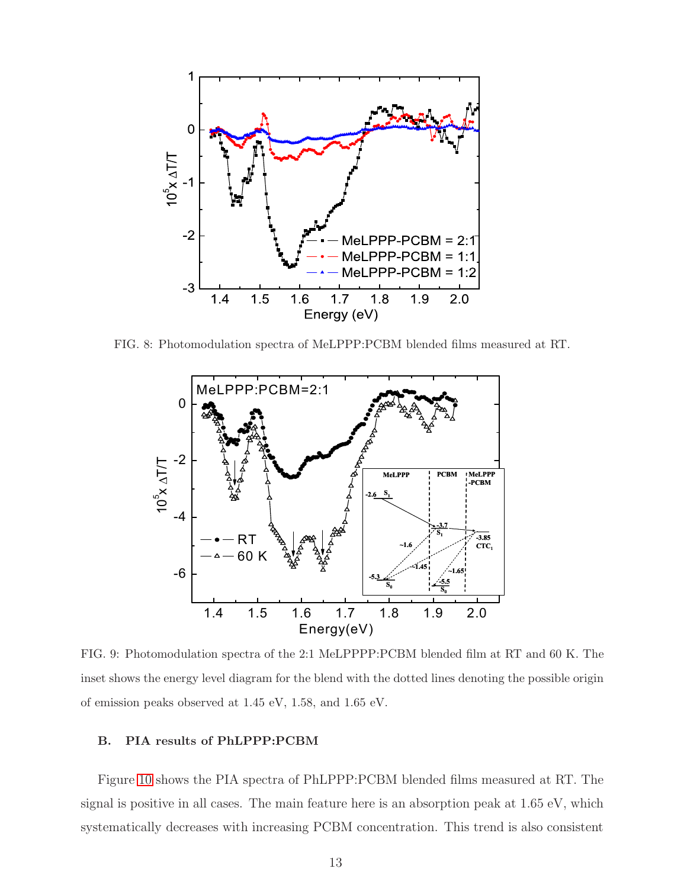FIG. 8: Photomodulation spectra of MeLPPP:PCBM blended films measured at RT.

FIG. 9: Photomodulation spectra of the 2:1 MeLPPPP:PCBM blended film at RT and 60 K. The inset shows the energy level diagram for the blend with the dotted lines denoting the possible origin of emission peaks observed at 1.45 eV, 1.58, and 1.65 eV.

## B. PIA results of PhLPPP:PCBM

Figure 10 shows the PIA spectra of PhLPPP:PCBM blended films measured at RT. The signal is positive in all cases. The main feature here is an absorption peak at 1.65 eV, which systematically decreases with increasing PCBM concentration. This trend is also consistent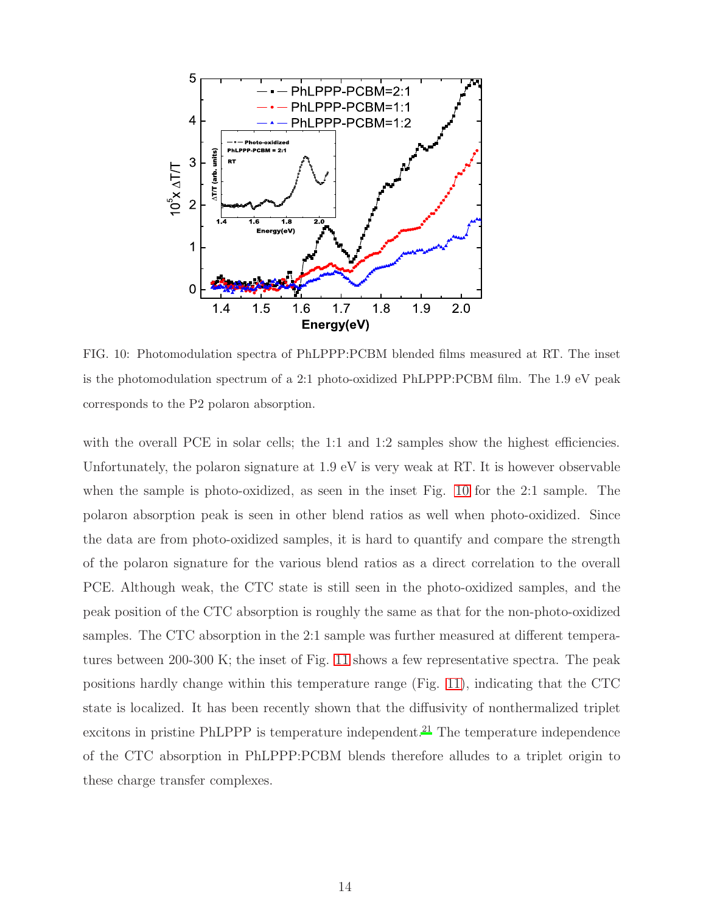FIG. 10: Photomodulation spectra of PhLPPP:PCBM blended films measured at RT. The inset is the photomodulation spectrum of a 2:1 photo-oxidized PhLPPP:PCBM film. The 1.9 eV peak corresponds to the P2 polaron absorption.

with the overall PCE in solar cells; the 1:1 and 1:2 samples show the highest efficiencies. Unfortunately, the polaron signature at 1.9 eV is very weak at RT. It is however observable when the sample is photo-oxidized, as seen in the inset Fig. 10 for the 2:1 sample. The polaron absorption peak is seen in other blend ratios as well when photo-oxidized. Since the data are from photo-oxidized samples, it is hard to quantify and compare the strength of the polaron signature for the various blend ratios as a direct correlation to the overall PCE. Although weak, the CTC state is still seen in the photo-oxidized samples, and the peak position of the CTC absorption is roughly the same as that for the non-photo-oxidized samples. The CTC absorption in the 2:1 sample was further measured at different temperatures between 200-300 K; the inset of Fig. 11 shows a few representative spectra. The peak positions hardly change within this temperature range (Fig. 11), indicating that the CTC state is localized. It has been recently shown that the diffusivity of nonthermalized triplet excitons in pristine PhLPPP is temperature independent.[21] The temperature independence of the CTC absorption in PhLPPP:PCBM blends therefore alludes to a triplet origin to these charge transfer complexes.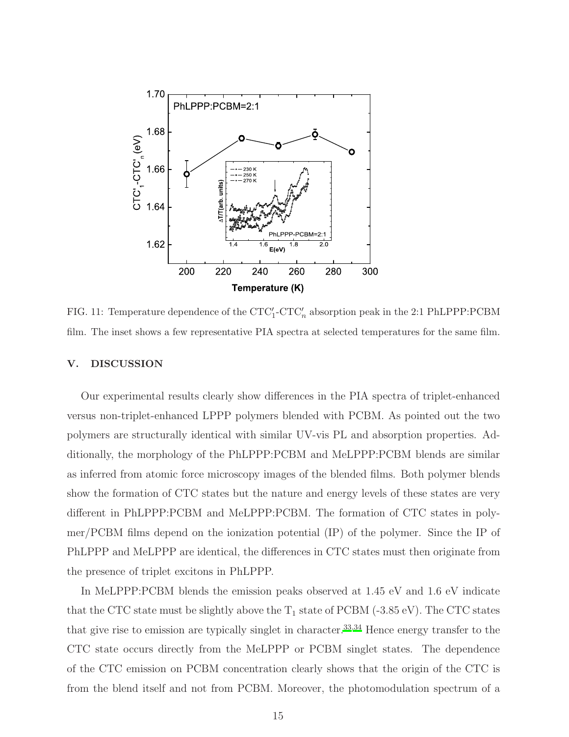FIG. 11: Temperature dependence of the $CTC'_1$-$CTC'_n$ absorption peak in the 2:1 PhLPPP:PCBM film. The inset shows a few representative PIA spectra at selected temperatures for the same film.

## V. DISCUSSION

Our experimental results clearly show differences in the PIA spectra of triplet-enhanced versus non-triplet-enhanced LPPP polymers blended with PCBM. As pointed out the two polymers are structurally identical with similar UV-vis PL and absorption properties. Additionally, the morphology of the PhLPPP:PCBM and MeLPPP:PCBM blends are similar as inferred from atomic force microscopy images of the blended films. Both polymer blends show the formation of CTC states but the nature and energy levels of these states are very different in PhLPPP:PCBM and MeLPPP:PCBM. The formation of CTC states in polymer/PCBM films depend on the ionization potential (IP) of the polymer. Since the IP of PhLPPP and MeLPPP are identical, the differences in CTC states must then originate from the presence of triplet excitons in PhLPPP.

In MeLPPP:PCBM blends the emission peaks observed at 1.45 eV and 1.6 eV indicate that the CTC state must be slightly above the $T_1$ state of PCBM (-3.85 eV). The CTC states that give rise to emission are typically singlet in character.[33,34] Hence energy transfer to the CTC state occurs directly from the MeLPPP or PCBM singlet states. The dependence of the CTC emission on PCBM concentration clearly shows that the origin of the CTC is from the blend itself and not from PCBM. Moreover, the photomodulation spectrum of a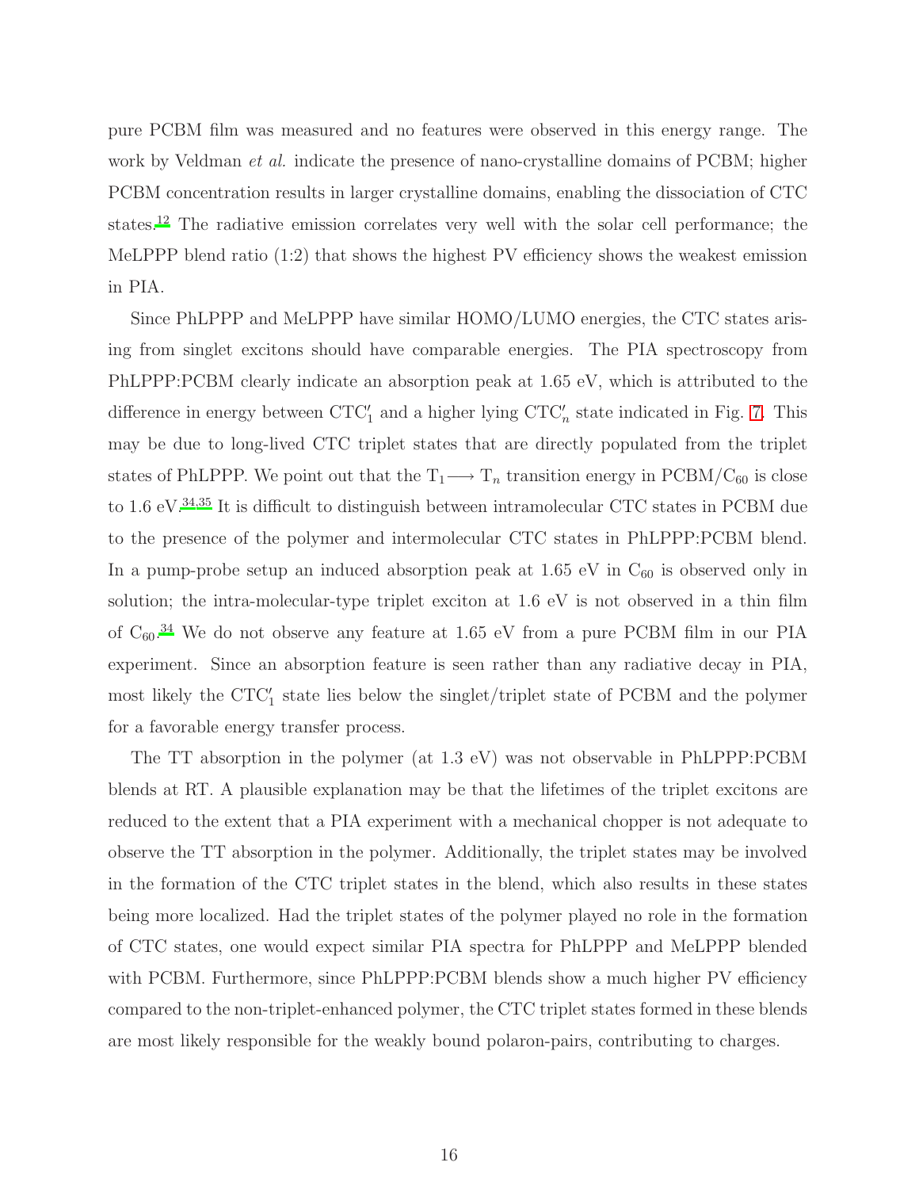pure PCBM film was measured and no features were observed in this energy range. The work by Veldman *et al.* indicate the presence of nano-crystalline domains of PCBM; higher PCBM concentration results in larger crystalline domains, enabling the dissociation of CTC states.[12] The radiative emission correlates very well with the solar cell performance; the MeLPPP blend ratio (1:2) that shows the highest PV efficiency shows the weakest emission in PIA.

Since PhLPPP and MeLPPP have similar HOMO/LUMO energies, the CTC states arising from singlet excitons should have comparable energies. The PIA spectroscopy from PhLPPP:PCBM clearly indicate an absorption peak at 1.65 eV, which is attributed to the difference in energy between $\mathrm{CTC}_1'$ and a higher lying $\mathrm{CTC}_n'$ state indicated in Fig. 7. This may be due to long-lived CTC triplet states that are directly populated from the triplet states of PhLPPP. We point out that the $\mathrm{T}_1 \longrightarrow \mathrm{T}_n$ transition energy in PCBM/$C_{60}$ is close to 1.6 eV.[34,35] It is difficult to distinguish between intramolecular CTC states in PCBM due to the presence of the polymer and intermolecular CTC states in PhLPPP:PCBM blend. In a pump-probe setup an induced absorption peak at 1.65 eV in $C_{60}$ is observed only in solution; the intra-molecular-type triplet exciton at 1.6 eV is not observed in a thin film of $C_{60}$.[34] We do not observe any feature at 1.65 eV from a pure PCBM film in our PIA experiment. Since an absorption feature is seen rather than any radiative decay in PIA, most likely the $\mathrm{CTC}_1'$ state lies below the singlet/triplet state of PCBM and the polymer for a favorable energy transfer process.

The TT absorption in the polymer (at 1.3 eV) was not observable in PhLPPP:PCBM blends at RT. A plausible explanation may be that the lifetimes of the triplet excitons are reduced to the extent that a PIA experiment with a mechanical chopper is not adequate to observe the TT absorption in the polymer. Additionally, the triplet states may be involved in the formation of the CTC triplet states in the blend, which also results in these states being more localized. Had the triplet states of the polymer played no role in the formation of CTC states, one would expect similar PIA spectra for PhLPPP and MeLPPP blended with PCBM. Furthermore, since PhLPPP:PCBM blends show a much higher PV efficiency compared to the non-triplet-enhanced polymer, the CTC triplet states formed in these blends are most likely responsible for the weakly bound polaron-pairs, contributing to charges.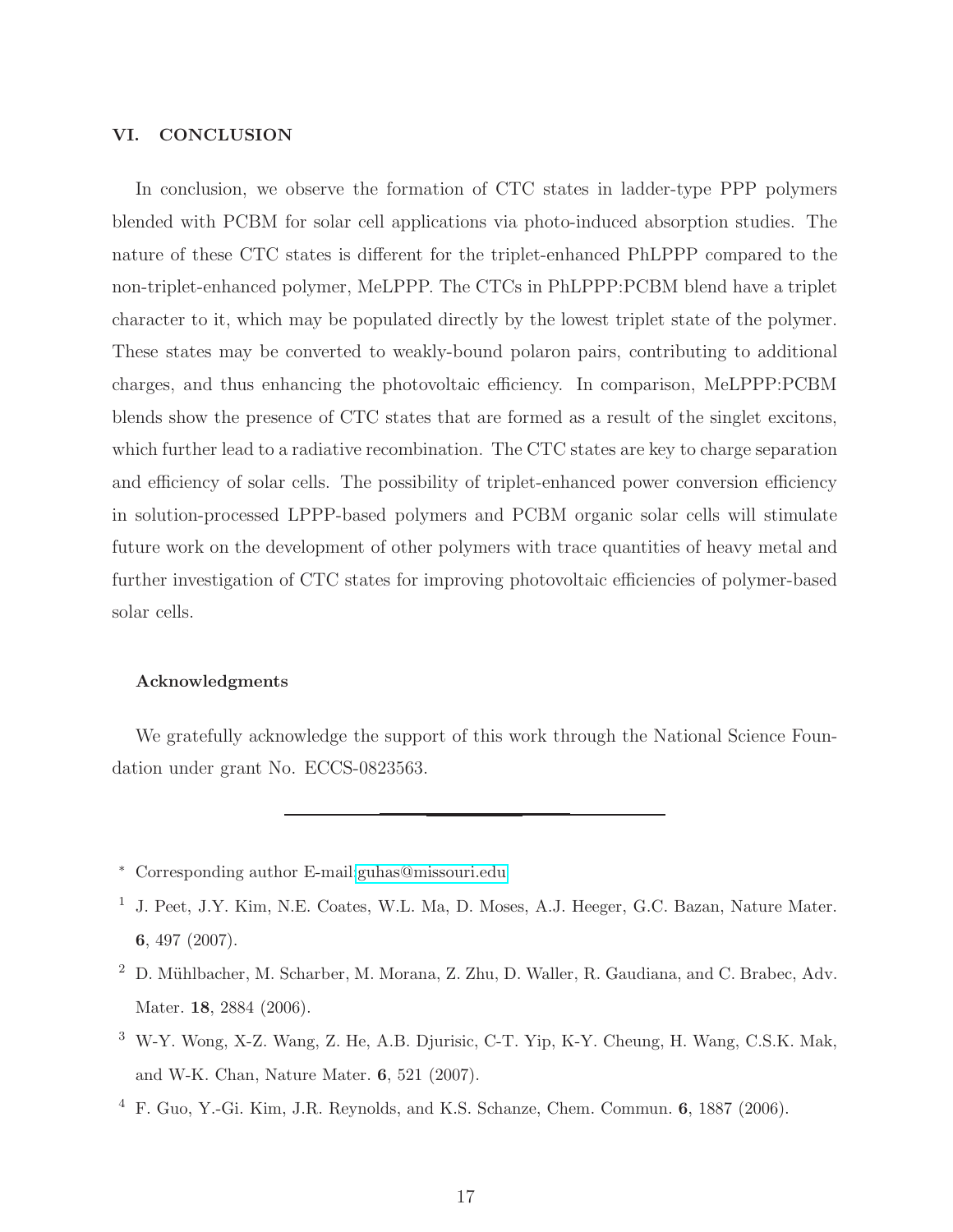## VI. CONCLUSION

In conclusion, we observe the formation of CTC states in ladder-type PPP polymers blended with PCBM for solar cell applications via photo-induced absorption studies. The nature of these CTC states is different for the triplet-enhanced PhLPPP compared to the non-triplet-enhanced polymer, MeLPPP. The CTCs in PhLPPP:PCBM blend have a triplet character to it, which may be populated directly by the lowest triplet state of the polymer. These states may be converted to weakly-bound polaron pairs, contributing to additional charges, and thus enhancing the photovoltaic efficiency. In comparison, MeLPPP:PCBM blends show the presence of CTC states that are formed as a result of the singlet excitons, which further lead to a radiative recombination. The CTC states are key to charge separation and efficiency of solar cells. The possibility of triplet-enhanced power conversion efficiency in solution-processed LPPP-based polymers and PCBM organic solar cells will stimulate future work on the development of other polymers with trace quantities of heavy metal and further investigation of CTC states for improving photovoltaic efficiencies of polymer-based solar cells.

### Acknowledgments

We gratefully acknowledge the support of this work through the National Science Foundation under grant No. ECCS-0823563.

---

[*] Corresponding author E-mail:guhas@missouri.edu

[1] J. Peet, J.Y. Kim, N.E. Coates, W.L. Ma, D. Moses, A.J. Heeger, G.C. Bazan, Nature Mater. **6**, 497 (2007).

[2] D. Mühlbacher, M. Scharber, M. Morana, Z. Zhu, D. Waller, R. Gaudiana, and C. Brabec, Adv. Mater. **18**, 2884 (2006).

[3] W-Y. Wong, X-Z. Wang, Z. He, A.B. Djurisic, C-T. Yip, K-Y. Cheung, H. Wang, C.S.K. Mak, and W-K. Chan, Nature Mater. **6**, 521 (2007).

[4] F. Guo, Y.-Gi. Kim, J.R. Reynolds, and K.S. Schanze, Chem. Commun. **6**, 1887 (2006).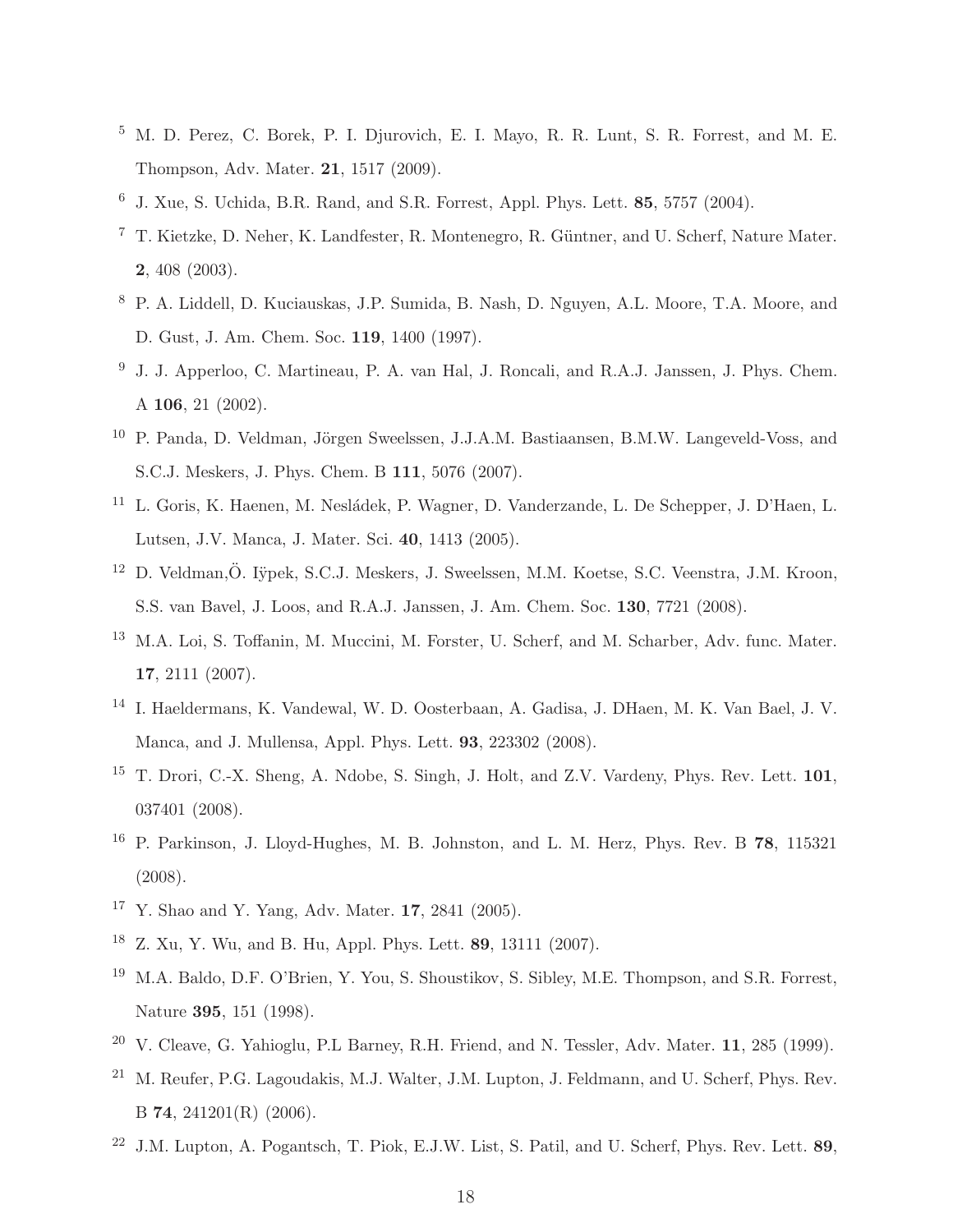[5] M. D. Perez, C. Borek, P. I. Djurovich, E. I. Mayo, R. R. Lunt, S. R. Forrest, and M. E. Thompson, Adv. Mater. **21**, 1517 (2009).

[6] J. Xue, S. Uchida, B.R. Rand, and S.R. Forrest, Appl. Phys. Lett. **85**, 5757 (2004).

[7] T. Kietzke, D. Neher, K. Landfester, R. Montenegro, R. Güntner, and U. Scherf, Nature Mater. **2**, 408 (2003).

[8] P. A. Liddell, D. Kuciauskas, J.P. Sumida, B. Nash, D. Nguyen, A.L. Moore, T.A. Moore, and D. Gust, J. Am. Chem. Soc. **119**, 1400 (1997).

[9] J. J. Apperloo, C. Martineau, P. A. van Hal, J. Roncali, and R.A.J. Janssen, J. Phys. Chem. A **106**, 21 (2002).

[10] P. Panda, D. Veldman, Jörgen Sweelssen, J.J.A.M. Bastiaansen, B.M.W. Langeveld-Voss, and S.C.J. Meskers, J. Phys. Chem. B **111**, 5076 (2007).

[11] L. Goris, K. Haenen, M. Nesládek, P. Wagner, D. Vanderzande, L. De Schepper, J. D'Haen, L. Lutsen, J.V. Manca, J. Mater. Sci. **40**, 1413 (2005).

[12] D. Veldman,Ö. Iÿpek, S.C.J. Meskers, J. Sweelssen, M.M. Koetse, S.C. Veenstra, J.M. Kroon, S.S. van Bavel, J. Loos, and R.A.J. Janssen, J. Am. Chem. Soc. **130**, 7721 (2008).

[13] M.A. Loi, S. Toffanin, M. Muccini, M. Forster, U. Scherf, and M. Scharber, Adv. func. Mater. **17**, 2111 (2007).

[14] I. Haeldermans, K. Vandewal, W. D. Oosterbaan, A. Gadisa, J. DHaen, M. K. Van Bael, J. V. Manca, and J. Mullensa, Appl. Phys. Lett. **93**, 223302 (2008).

[15] T. Drori, C.-X. Sheng, A. Ndobe, S. Singh, J. Holt, and Z.V. Vardeny, Phys. Rev. Lett. **101**, 037401 (2008).

[16] P. Parkinson, J. Lloyd-Hughes, M. B. Johnston, and L. M. Herz, Phys. Rev. B **78**, 115321 (2008).

[17] Y. Shao and Y. Yang, Adv. Mater. **17**, 2841 (2005).

[18] Z. Xu, Y. Wu, and B. Hu, Appl. Phys. Lett. **89**, 13111 (2007).

[19] M.A. Baldo, D.F. O'Brien, Y. You, S. Shoustikov, S. Sibley, M.E. Thompson, and S.R. Forrest, Nature **395**, 151 (1998).

[20] V. Cleave, G. Yahioglu, P.L Barney, R.H. Friend, and N. Tessler, Adv. Mater. **11**, 285 (1999).

[21] M. Reufer, P.G. Lagoudakis, M.J. Walter, J.M. Lupton, J. Feldmann, and U. Scherf, Phys. Rev. B **74**, 241201(R) (2006).

[22] J.M. Lupton, A. Pogantsch, T. Piok, E.J.W. List, S. Patil, and U. Scherf, Phys. Rev. Lett. **89**,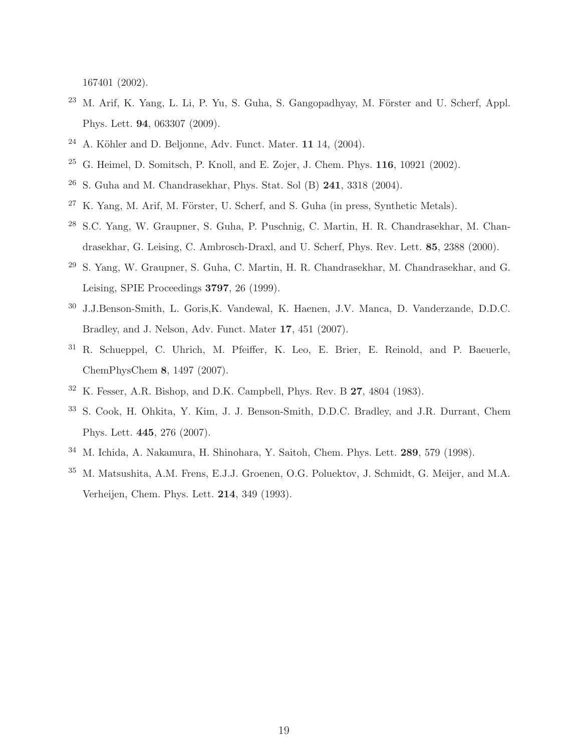167401 (2002).

[23] M. Arif, K. Yang, L. Li, P. Yu, S. Guha, S. Gangopadhyay, M. Förster and U. Scherf, Appl. Phys. Lett. **94**, 063307 (2009).

[24] A. Köhler and D. Beljonne, Adv. Funct. Mater. **11** 14, (2004).

[25] G. Heimel, D. Somitsch, P. Knoll, and E. Zojer, J. Chem. Phys. **116**, 10921 (2002).

[26] S. Guha and M. Chandrasekhar, Phys. Stat. Sol (B) **241**, 3318 (2004).

[27] K. Yang, M. Arif, M. Förster, U. Scherf, and S. Guha (in press, Synthetic Metals).

[28] S.C. Yang, W. Graupner, S. Guha, P. Puschnig, C. Martin, H. R. Chandrasekhar, M. Chandrasekhar, G. Leising, C. Ambrosch-Draxl, and U. Scherf, Phys. Rev. Lett. **85**, 2388 (2000).

[29] S. Yang, W. Graupner, S. Guha, C. Martin, H. R. Chandrasekhar, M. Chandrasekhar, and G. Leising, SPIE Proceedings **3797**, 26 (1999).

[30] J.J.Benson-Smith, L. Goris,K. Vandewal, K. Haenen, J.V. Manca, D. Vanderzande, D.D.C. Bradley, and J. Nelson, Adv. Funct. Mater **17**, 451 (2007).

[31] R. Schueppel, C. Uhrich, M. Pfeiffer, K. Leo, E. Brier, E. Reinold, and P. Baeuerle, ChemPhysChem **8**, 1497 (2007).

[32] K. Fesser, A.R. Bishop, and D.K. Campbell, Phys. Rev. B **27**, 4804 (1983).

[33] S. Cook, H. Ohkita, Y. Kim, J. J. Benson-Smith, D.D.C. Bradley, and J.R. Durrant, Chem Phys. Lett. **445**, 276 (2007).

[34] M. Ichida, A. Nakamura, H. Shinohara, Y. Saitoh, Chem. Phys. Lett. **289**, 579 (1998).

[35] M. Matsushita, A.M. Frens, E.J.J. Groenen, O.G. Poluektov, J. Schmidt, G. Meijer, and M.A. Verheijen, Chem. Phys. Lett. **214**, 349 (1993).